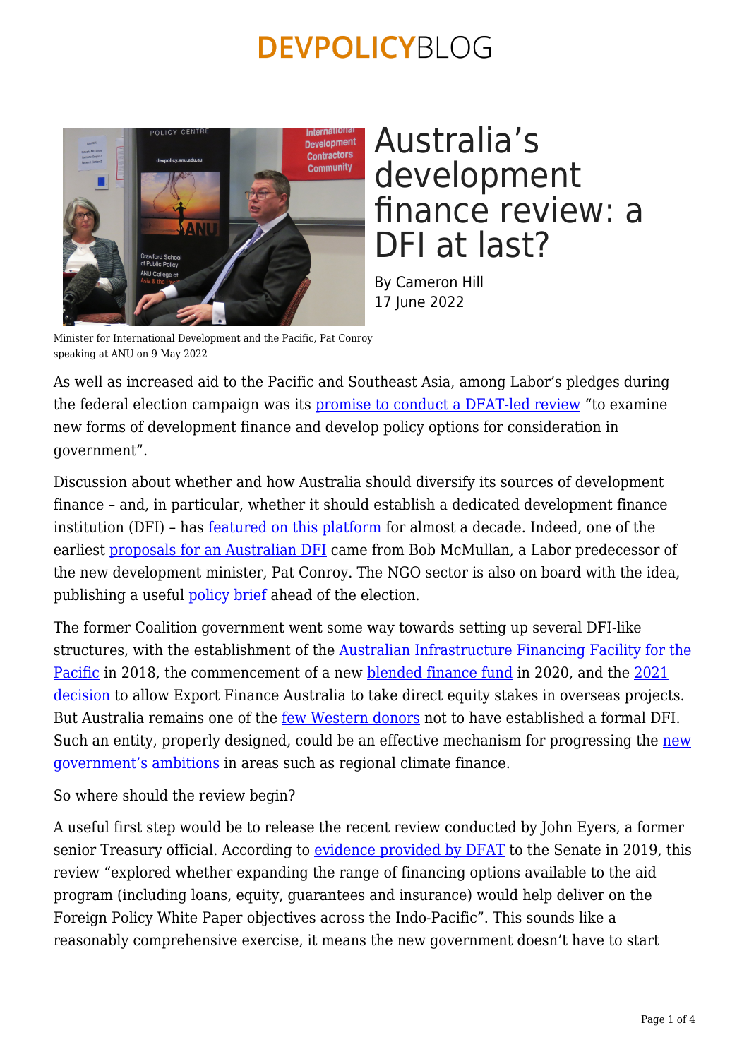# Australia's development finance review: a DFI at last?

By Cameron Hill
17 June 2022

Minister for International Development and the Pacific, Pat Conroy speaking at ANU on 9 May 2022

As well as increased aid to the Pacific and Southeast Asia, among Labor's pledges during the federal election campaign was its promise to conduct a DFAT-led review "to examine new forms of development finance and develop policy options for consideration in government".

Discussion about whether and how Australia should diversify its sources of development finance – and, in particular, whether it should establish a dedicated development finance institution (DFI) – has featured on this platform for almost a decade. Indeed, one of the earliest proposals for an Australian DFI came from Bob McMullan, a Labor predecessor of the new development minister, Pat Conroy. The NGO sector is also on board with the idea, publishing a useful policy brief ahead of the election.

The former Coalition government went some way towards setting up several DFI-like structures, with the establishment of the Australian Infrastructure Financing Facility for the Pacific in 2018, the commencement of a new blended finance fund in 2020, and the 2021 decision to allow Export Finance Australia to take direct equity stakes in overseas projects. But Australia remains one of the few Western donors not to have established a formal DFI. Such an entity, properly designed, could be an effective mechanism for progressing the new government's ambitions in areas such as regional climate finance.

So where should the review begin?

A useful first step would be to release the recent review conducted by John Eyers, a former senior Treasury official. According to evidence provided by DFAT to the Senate in 2019, this review "explored whether expanding the range of financing options available to the aid program (including loans, equity, guarantees and insurance) would help deliver on the Foreign Policy White Paper objectives across the Indo-Pacific". This sounds like a reasonably comprehensive exercise, it means the new government doesn't have to start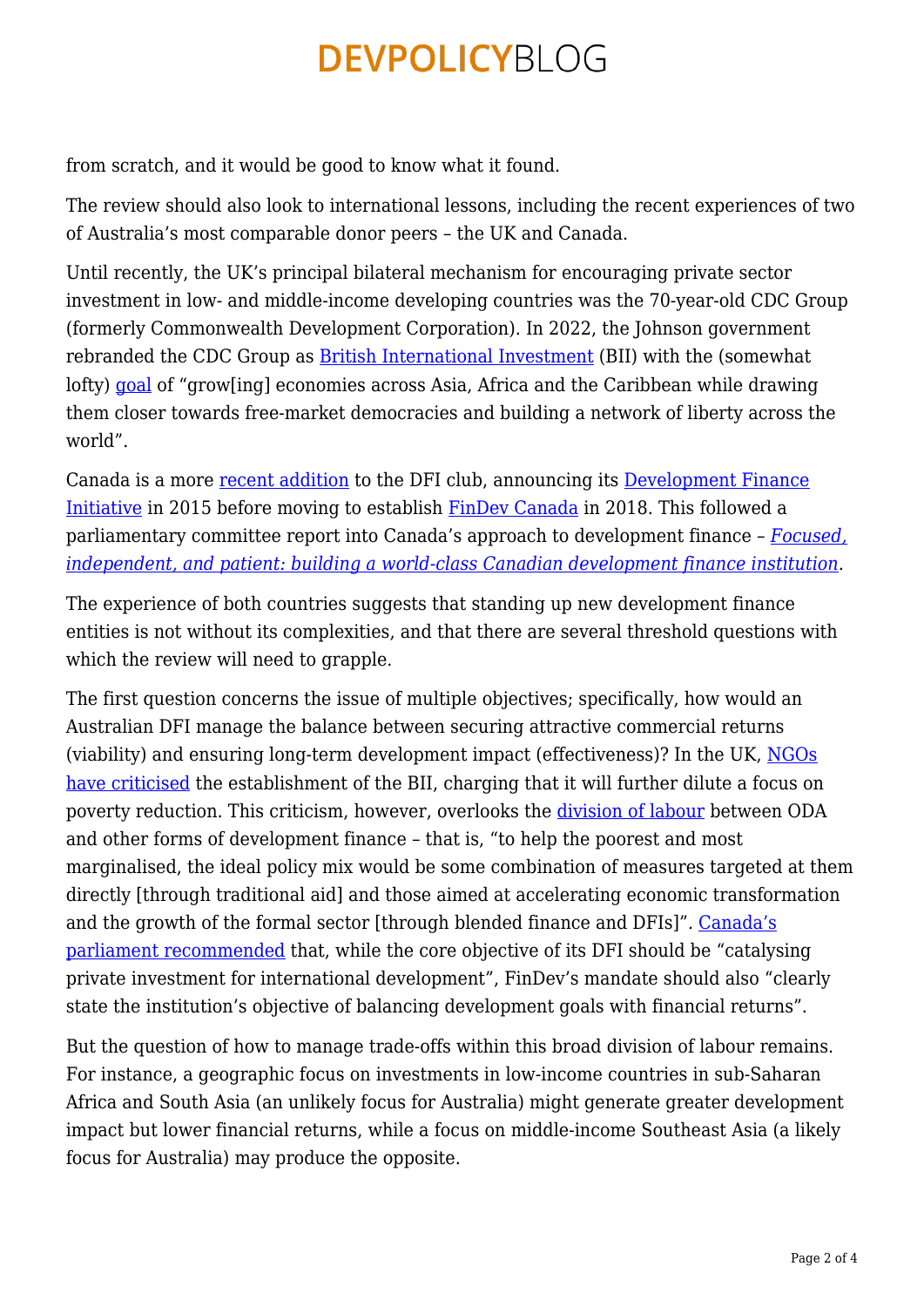from scratch, and it would be good to know what it found.

The review should also look to international lessons, including the recent experiences of two of Australia's most comparable donor peers – the UK and Canada.

Until recently, the UK's principal bilateral mechanism for encouraging private sector investment in low- and middle-income developing countries was the 70-year-old CDC Group (formerly Commonwealth Development Corporation). In 2022, the Johnson government rebranded the CDC Group as British International Investment (BII) with the (somewhat lofty) goal of "grow[ing] economies across Asia, Africa and the Caribbean while drawing them closer towards free-market democracies and building a network of liberty across the world".

Canada is a more recent addition to the DFI club, announcing its Development Finance Initiative in 2015 before moving to establish FinDev Canada in 2018. This followed a parliamentary committee report into Canada's approach to development finance – *Focused, independent, and patient: building a world-class Canadian development finance institution*.

The experience of both countries suggests that standing up new development finance entities is not without its complexities, and that there are several threshold questions with which the review will need to grapple.

The first question concerns the issue of multiple objectives; specifically, how would an Australian DFI manage the balance between securing attractive commercial returns (viability) and ensuring long-term development impact (effectiveness)? In the UK, NGOs have criticised the establishment of the BII, charging that it will further dilute a focus on poverty reduction. This criticism, however, overlooks the division of labour between ODA and other forms of development finance – that is, "to help the poorest and most marginalised, the ideal policy mix would be some combination of measures targeted at them directly [through traditional aid] and those aimed at accelerating economic transformation and the growth of the formal sector [through blended finance and DFIs]". Canada's parliament recommended that, while the core objective of its DFI should be "catalysing private investment for international development", FinDev's mandate should also "clearly state the institution's objective of balancing development goals with financial returns".

But the question of how to manage trade-offs within this broad division of labour remains. For instance, a geographic focus on investments in low-income countries in sub-Saharan Africa and South Asia (an unlikely focus for Australia) might generate greater development impact but lower financial returns, while a focus on middle-income Southeast Asia (a likely focus for Australia) may produce the opposite.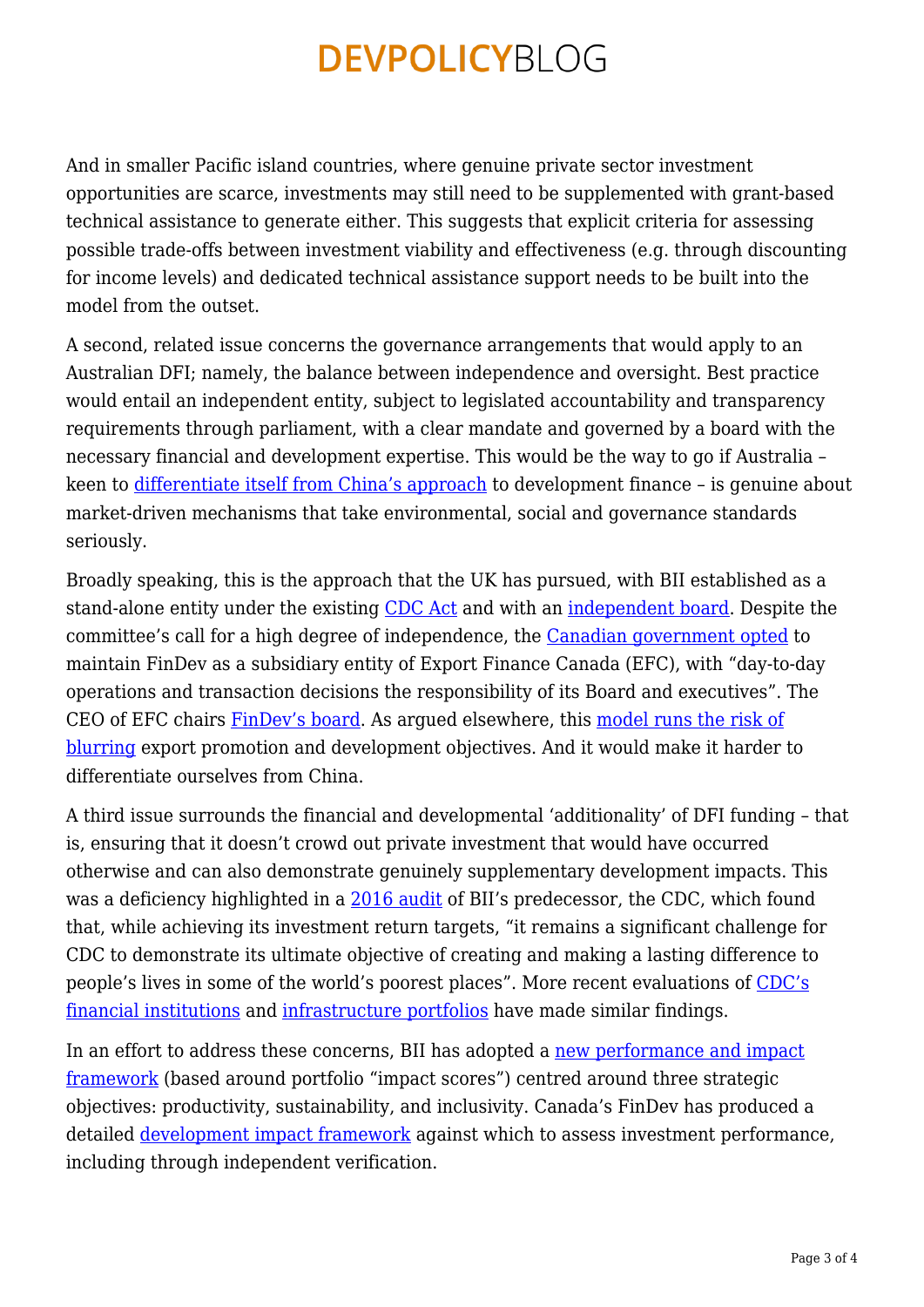And in smaller Pacific island countries, where genuine private sector investment opportunities are scarce, investments may still need to be supplemented with grant-based technical assistance to generate either. This suggests that explicit criteria for assessing possible trade-offs between investment viability and effectiveness (e.g. through discounting for income levels) and dedicated technical assistance support needs to be built into the model from the outset.

A second, related issue concerns the governance arrangements that would apply to an Australian DFI; namely, the balance between independence and oversight. Best practice would entail an independent entity, subject to legislated accountability and transparency requirements through parliament, with a clear mandate and governed by a board with the necessary financial and development expertise. This would be the way to go if Australia – keen to differentiate itself from China's approach to development finance – is genuine about market-driven mechanisms that take environmental, social and governance standards seriously.

Broadly speaking, this is the approach that the UK has pursued, with BII established as a stand-alone entity under the existing CDC Act and with an independent board. Despite the committee's call for a high degree of independence, the Canadian government opted to maintain FinDev as a subsidiary entity of Export Finance Canada (EFC), with "day-to-day operations and transaction decisions the responsibility of its Board and executives". The CEO of EFC chairs FinDev's board. As argued elsewhere, this model runs the risk of blurring export promotion and development objectives. And it would make it harder to differentiate ourselves from China.

A third issue surrounds the financial and developmental 'additionality' of DFI funding – that is, ensuring that it doesn't crowd out private investment that would have occurred otherwise and can also demonstrate genuinely supplementary development impacts. This was a deficiency highlighted in a 2016 audit of BII's predecessor, the CDC, which found that, while achieving its investment return targets, "it remains a significant challenge for CDC to demonstrate its ultimate objective of creating and making a lasting difference to people's lives in some of the world's poorest places". More recent evaluations of CDC's financial institutions and infrastructure portfolios have made similar findings.

In an effort to address these concerns, BII has adopted a new performance and impact framework (based around portfolio "impact scores") centred around three strategic objectives: productivity, sustainability, and inclusivity. Canada's FinDev has produced a detailed development impact framework against which to assess investment performance, including through independent verification.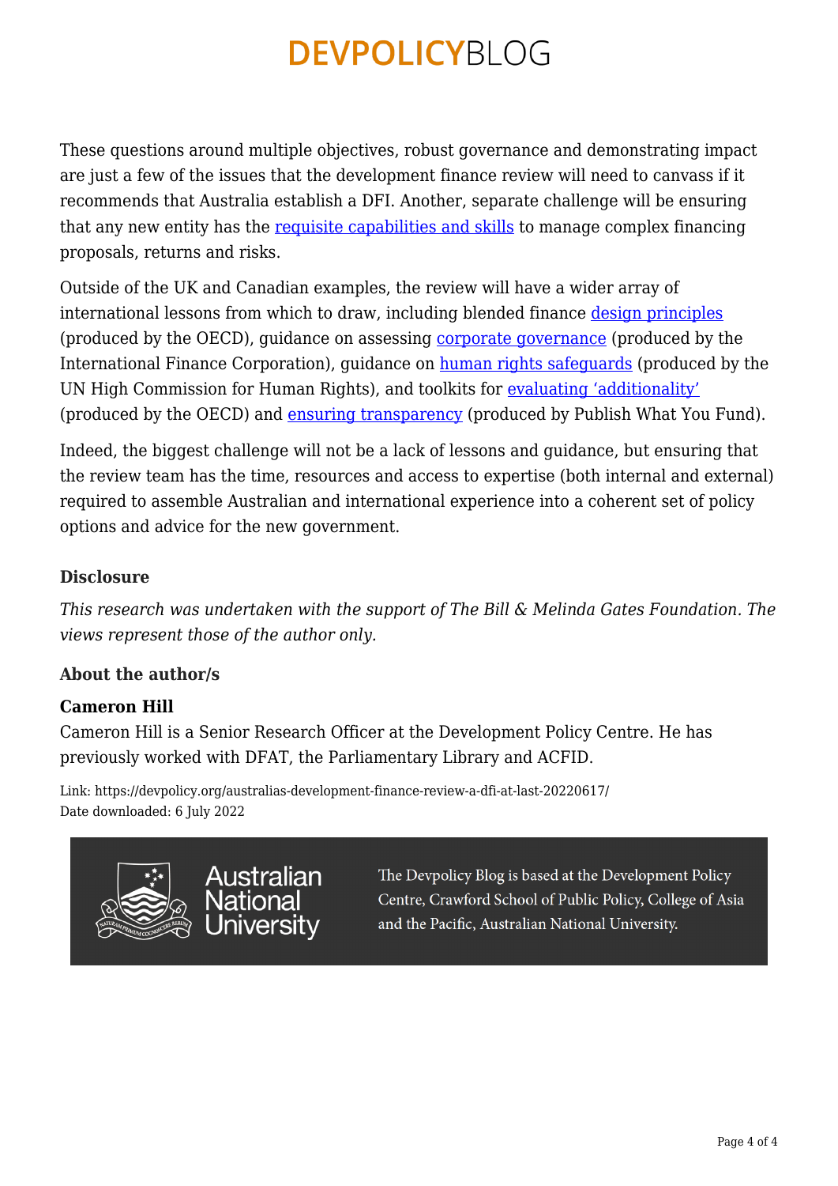These questions around multiple objectives, robust governance and demonstrating impact are just a few of the issues that the development finance review will need to canvass if it recommends that Australia establish a DFI. Another, separate challenge will be ensuring that any new entity has the requisite capabilities and skills to manage complex financing proposals, returns and risks.

Outside of the UK and Canadian examples, the review will have a wider array of international lessons from which to draw, including blended finance design principles (produced by the OECD), guidance on assessing corporate governance (produced by the International Finance Corporation), guidance on human rights safeguards (produced by the UN High Commission for Human Rights), and toolkits for evaluating 'additionality' (produced by the OECD) and ensuring transparency (produced by Publish What You Fund).

Indeed, the biggest challenge will not be a lack of lessons and guidance, but ensuring that the review team has the time, resources and access to expertise (both internal and external) required to assemble Australian and international experience into a coherent set of policy options and advice for the new government.

### Disclosure

*This research was undertaken with the support of The Bill & Melinda Gates Foundation. The views represent those of the author only.*

### About the author/s

**Cameron Hill**
Cameron Hill is a Senior Research Officer at the Development Policy Centre. He has previously worked with DFAT, the Parliamentary Library and ACFID.

Link: https://devpolicy.org/australias-development-finance-review-a-dfi-at-last-20220617/
Date downloaded: 6 July 2022

The Devpolicy Blog is based at the Development Policy Centre, Crawford School of Public Policy, College of Asia and the Pacific, Australian National University.